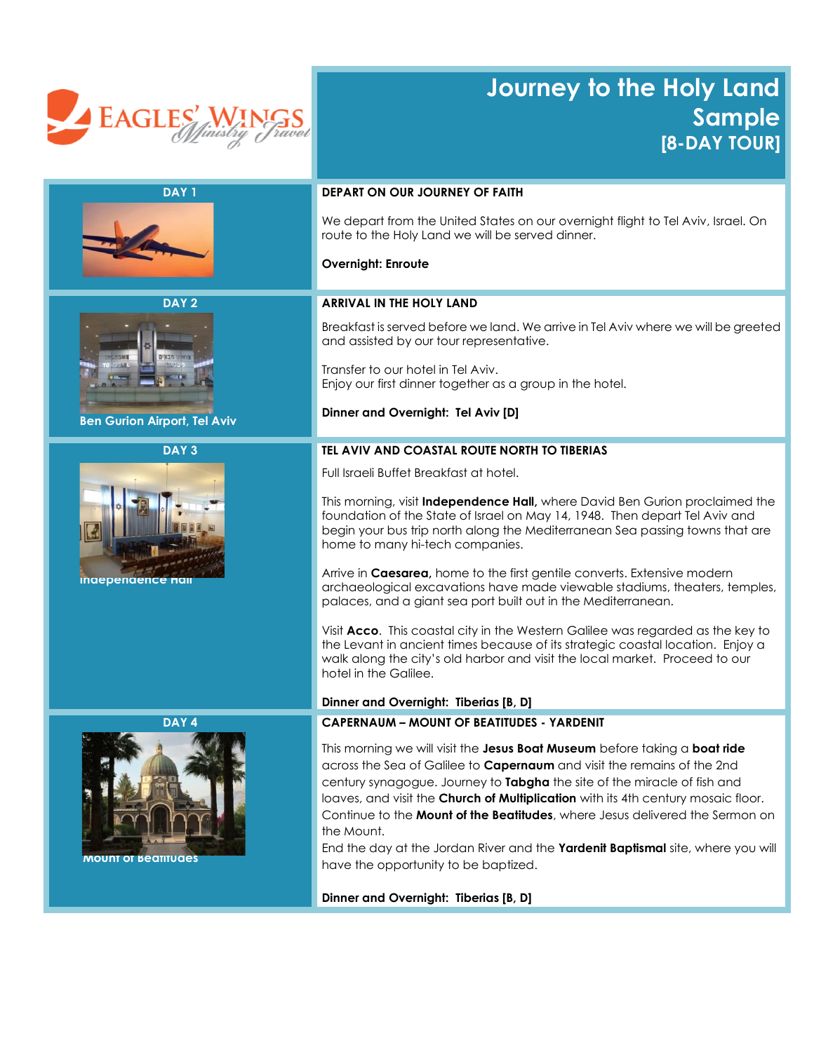EAGLES' WINGS Ministry Travel

# Journey to the Holy Land Sample [8-DAY TOUR]

## DAY 1

### DEPART ON OUR JOURNEY OF FAITH

We depart from the United States on our overnight flight to Tel Aviv, Israel. On route to the Holy Land we will be served dinner.

**Overnight: Enroute**

## DAY 2

Ben Gurion Airport, Tel Aviv

### ARRIVAL IN THE HOLY LAND

Breakfast is served before we land. We arrive in Tel Aviv where we will be greeted and assisted by our tour representative.

Transfer to our hotel in Tel Aviv.
Enjoy our first dinner together as a group in the hotel.

**Dinner and Overnight: Tel Aviv [D]**

## DAY 3

Independence Hall

### TEL AVIV AND COASTAL ROUTE NORTH TO TIBERIAS

Full Israeli Buffet Breakfast at hotel.

This morning, visit **Independence Hall,** where David Ben Gurion proclaimed the foundation of the State of Israel on May 14, 1948. Then depart Tel Aviv and begin your bus trip north along the Mediterranean Sea passing towns that are home to many hi-tech companies.

Arrive in **Caesarea,** home to the first gentile converts. Extensive modern archaeological excavations have made viewable stadiums, theaters, temples, palaces, and a giant sea port built out in the Mediterranean.

Visit **Acco**. This coastal city in the Western Galilee was regarded as the key to the Levant in ancient times because of its strategic coastal location. Enjoy a walk along the city's old harbor and visit the local market. Proceed to our hotel in the Galilee.

**Dinner and Overnight: Tiberias [B, D]**

## DAY 4

Mount of Beatitudes

### CAPERNAUM – MOUNT OF BEATITUDES - YARDENIT

This morning we will visit the **Jesus Boat Museum** before taking a **boat ride** across the Sea of Galilee to **Capernaum** and visit the remains of the 2nd century synagogue. Journey to **Tabgha** the site of the miracle of fish and loaves, and visit the **Church of Multiplication** with its 4th century mosaic floor. Continue to the **Mount of the Beatitudes**, where Jesus delivered the Sermon on the Mount.
End the day at the Jordan River and the **Yardenit Baptismal** site, where you will have the opportunity to be baptized.

**Dinner and Overnight: Tiberias [B, D]**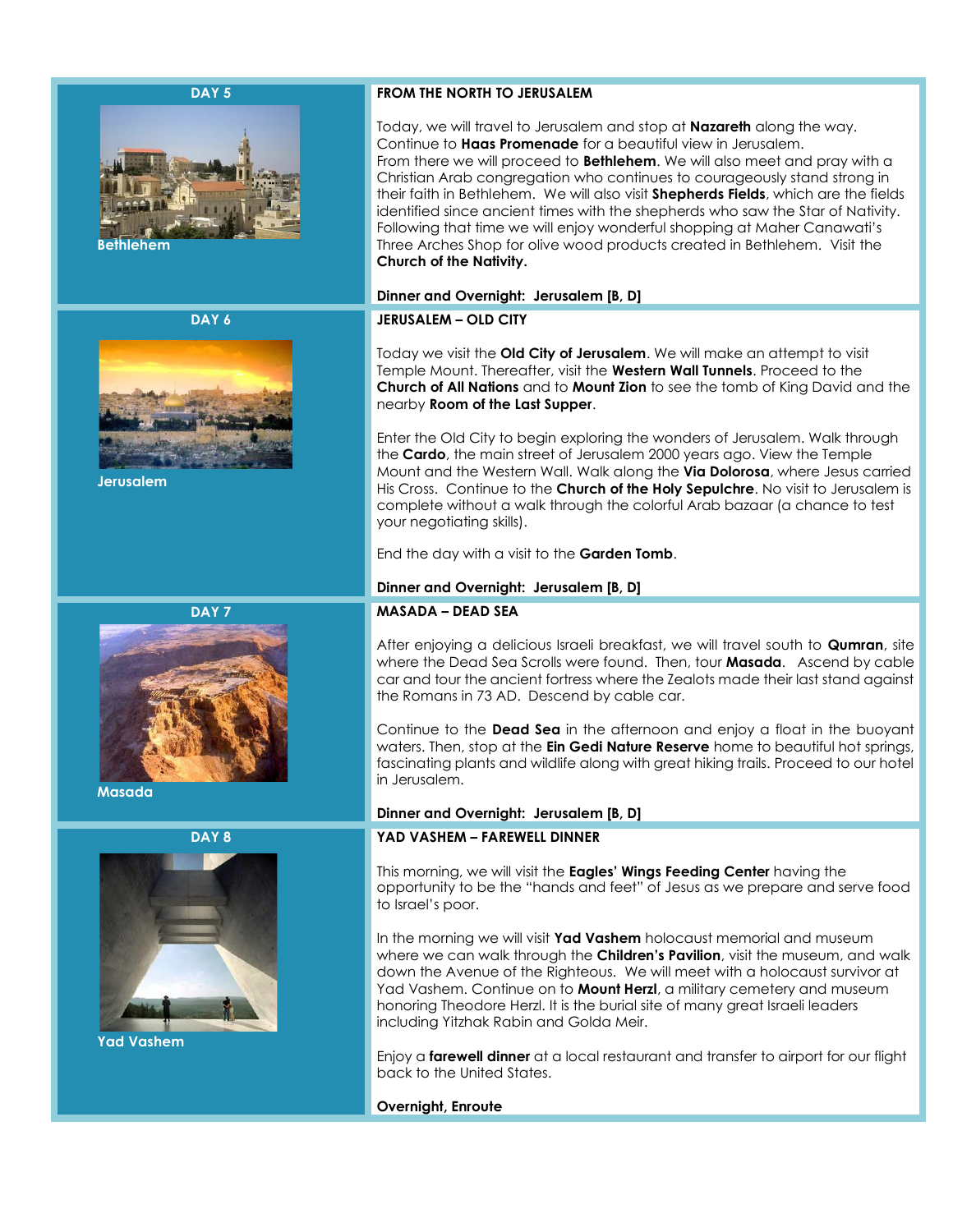## DAY 5

Bethlehem

### FROM THE NORTH TO JERUSALEM

Today, we will travel to Jerusalem and stop at **Nazareth** along the way. Continue to **Haas Promenade** for a beautiful view in Jerusalem. From there we will proceed to **Bethlehem**. We will also meet and pray with a Christian Arab congregation who continues to courageously stand strong in their faith in Bethlehem. We will also visit **Shepherds Fields**, which are the fields identified since ancient times with the shepherds who saw the Star of Nativity. Following that time we will enjoy wonderful shopping at Maher Canawati's Three Arches Shop for olive wood products created in Bethlehem. Visit the **Church of the Nativity.**

**Dinner and Overnight: Jerusalem [B, D]**

## DAY 6

Jerusalem

### JERUSALEM – OLD CITY

Today we visit the **Old City of Jerusalem**. We will make an attempt to visit Temple Mount. Thereafter, visit the **Western Wall Tunnels**. Proceed to the **Church of All Nations** and to **Mount Zion** to see the tomb of King David and the nearby **Room of the Last Supper**.

Enter the Old City to begin exploring the wonders of Jerusalem. Walk through the **Cardo**, the main street of Jerusalem 2000 years ago. View the Temple Mount and the Western Wall. Walk along the **Via Dolorosa**, where Jesus carried His Cross. Continue to the **Church of the Holy Sepulchre**. No visit to Jerusalem is complete without a walk through the colorful Arab bazaar (a chance to test your negotiating skills).

End the day with a visit to the **Garden Tomb**.

**Dinner and Overnight: Jerusalem [B, D]**

## DAY 7

Masada

### MASADA – DEAD SEA

After enjoying a delicious Israeli breakfast, we will travel south to **Qumran**, site where the Dead Sea Scrolls were found. Then, tour **Masada**. Ascend by cable car and tour the ancient fortress where the Zealots made their last stand against the Romans in 73 AD. Descend by cable car.

Continue to the **Dead Sea** in the afternoon and enjoy a float in the buoyant waters. Then, stop at the **Ein Gedi Nature Reserve** home to beautiful hot springs, fascinating plants and wildlife along with great hiking trails. Proceed to our hotel in Jerusalem.

**Dinner and Overnight: Jerusalem [B, D]**

## DAY 8

Yad Vashem

### YAD VASHEM – FAREWELL DINNER

This morning, we will visit the **Eagles' Wings Feeding Center** having the opportunity to be the "hands and feet" of Jesus as we prepare and serve food to Israel's poor.

In the morning we will visit **Yad Vashem** holocaust memorial and museum where we can walk through the **Children's Pavilion**, visit the museum, and walk down the Avenue of the Righteous. We will meet with a holocaust survivor at Yad Vashem. Continue on to **Mount Herzl**, a military cemetery and museum honoring Theodore Herzl. It is the burial site of many great Israeli leaders including Yitzhak Rabin and Golda Meir.

Enjoy a **farewell dinner** at a local restaurant and transfer to airport for our flight back to the United States.

**Overnight, Enroute**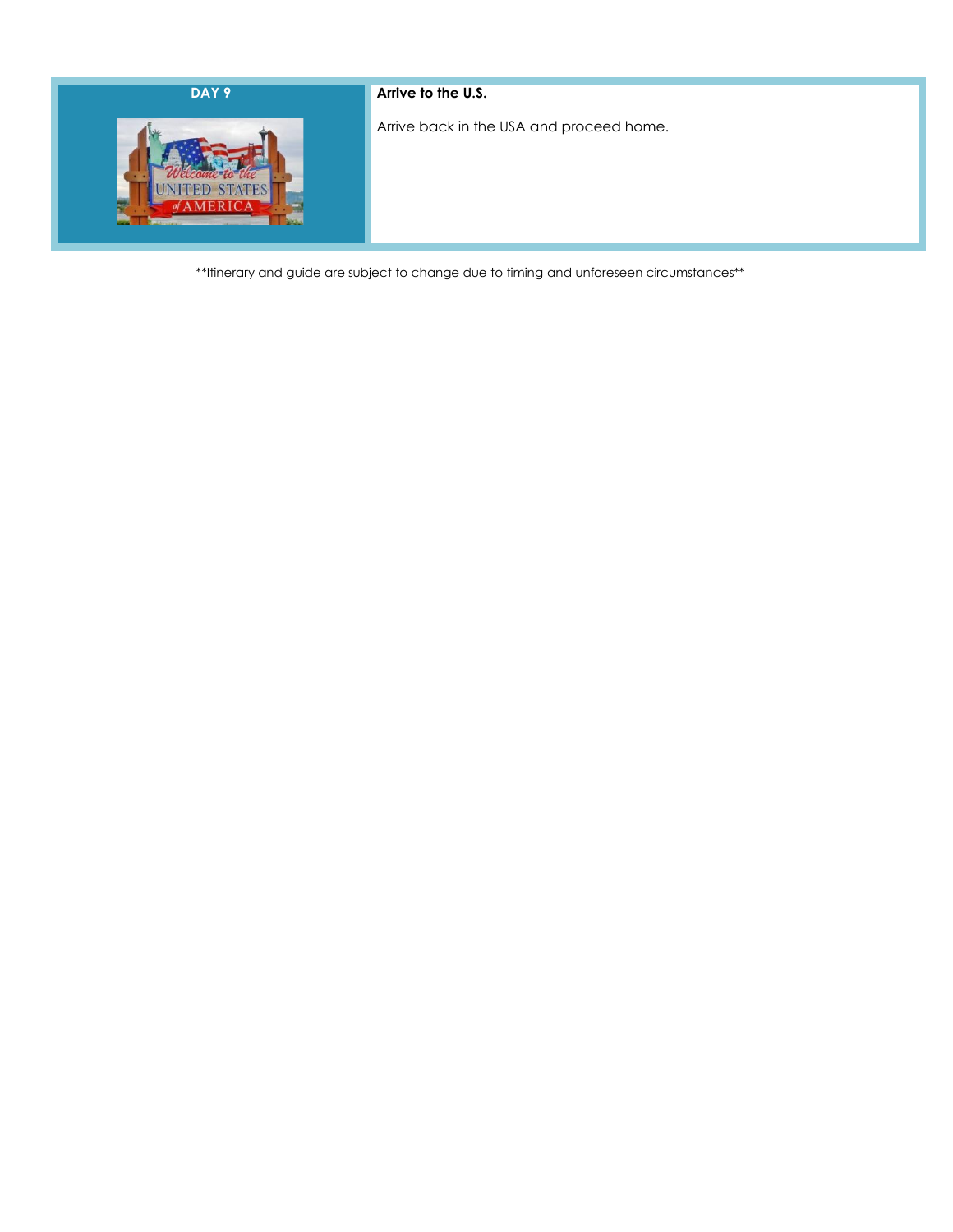| | |
|---|---|
| **DAY 9** | **Arrive to the U.S.**<br><br>Arrive back in the USA and proceed home. |

**Itinerary and guide are subject to change due to timing and unforeseen circumstances**